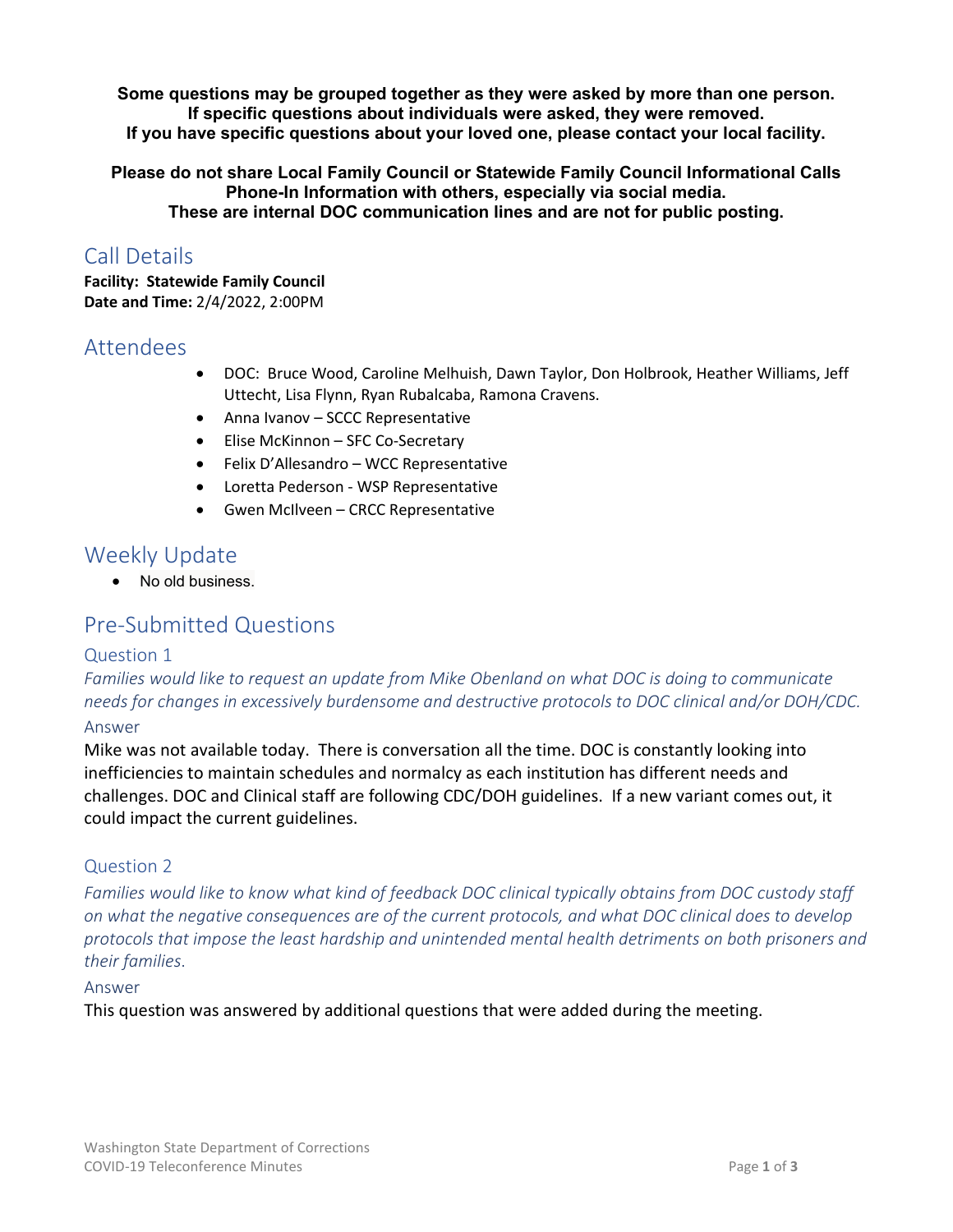**Some questions may be grouped together as they were asked by more than one person.**
**If specific questions about individuals were asked, they were removed.**
**If you have specific questions about your loved one, please contact your local facility.**

**Please do not share Local Family Council or Statewide Family Council Informational Calls Phone-In Information with others, especially via social media.**
**These are internal DOC communication lines and are not for public posting.**

## Call Details

**Facility: Statewide Family Council**
**Date and Time:** 2/4/2022, 2:00PM

## Attendees

- DOC: Bruce Wood, Caroline Melhuish, Dawn Taylor, Don Holbrook, Heather Williams, Jeff Uttecht, Lisa Flynn, Ryan Rubalcaba, Ramona Cravens.
- Anna Ivanov – SCCC Representative
- Elise McKinnon – SFC Co-Secretary
- Felix D'Allesandro – WCC Representative
- Loretta Pederson - WSP Representative
- Gwen McIlveen – CRCC Representative

## Weekly Update

- No old business.

## Pre-Submitted Questions

### Question 1

*Families would like to request an update from Mike Obenland on what DOC is doing to communicate needs for changes in excessively burdensome and destructive protocols to DOC clinical and/or DOH/CDC.*

### Answer

Mike was not available today. There is conversation all the time. DOC is constantly looking into inefficiencies to maintain schedules and normalcy as each institution has different needs and challenges. DOC and Clinical staff are following CDC/DOH guidelines. If a new variant comes out, it could impact the current guidelines.

### Question 2

*Families would like to know what kind of feedback DOC clinical typically obtains from DOC custody staff on what the negative consequences are of the current protocols, and what DOC clinical does to develop protocols that impose the least hardship and unintended mental health detriments on both prisoners and their families.*

### Answer

This question was answered by additional questions that were added during the meeting.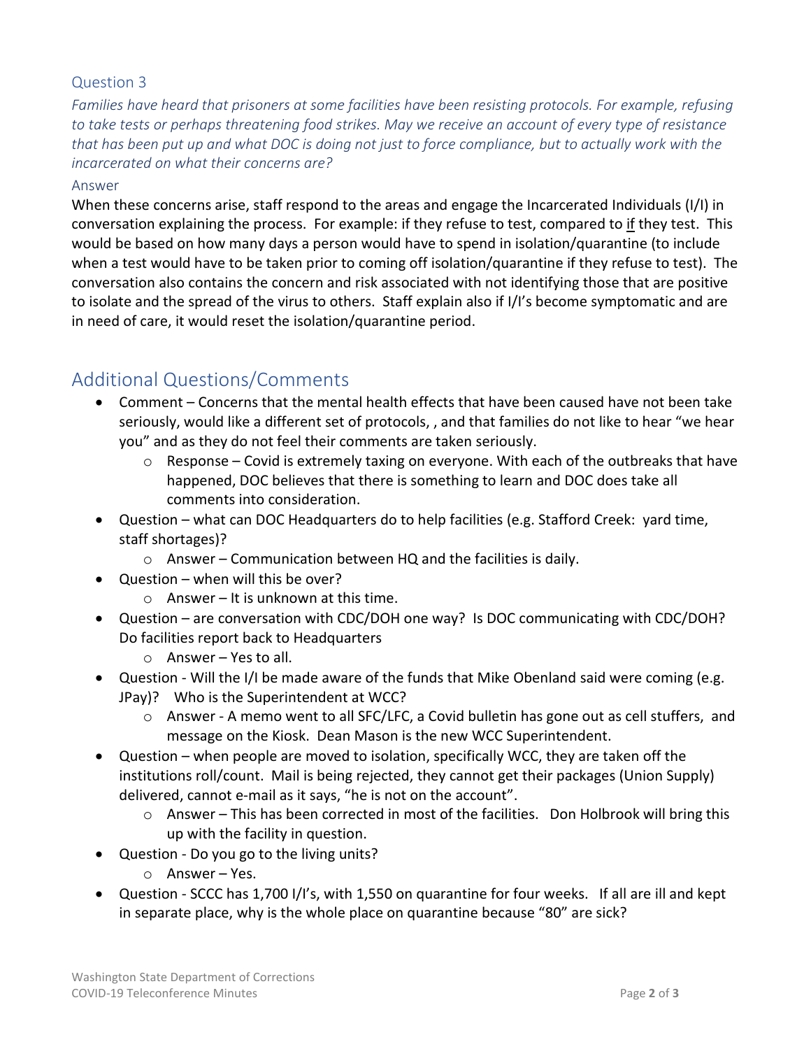### Question 3

*Families have heard that prisoners at some facilities have been resisting protocols. For example, refusing to take tests or perhaps threatening food strikes. May we receive an account of every type of resistance that has been put up and what DOC is doing not just to force compliance, but to actually work with the incarcerated on what their concerns are?*

### Answer

When these concerns arise, staff respond to the areas and engage the Incarcerated Individuals (I/I) in conversation explaining the process. For example: if they refuse to test, compared to <u>if</u> they test. This would be based on how many days a person would have to spend in isolation/quarantine (to include when a test would have to be taken prior to coming off isolation/quarantine if they refuse to test). The conversation also contains the concern and risk associated with not identifying those that are positive to isolate and the spread of the virus to others. Staff explain also if I/I's become symptomatic and are in need of care, it would reset the isolation/quarantine period.

## Additional Questions/Comments

- Comment – Concerns that the mental health effects that have been caused have not been take seriously, would like a different set of protocols, , and that families do not like to hear "we hear you" and as they do not feel their comments are taken seriously.
  - Response – Covid is extremely taxing on everyone. With each of the outbreaks that have happened, DOC believes that there is something to learn and DOC does take all comments into consideration.
- Question – what can DOC Headquarters do to help facilities (e.g. Stafford Creek: yard time, staff shortages)?
  - Answer – Communication between HQ and the facilities is daily.
- Question – when will this be over?
  - Answer – It is unknown at this time.
- Question – are conversation with CDC/DOH one way? Is DOC communicating with CDC/DOH? Do facilities report back to Headquarters
  - Answer – Yes to all.
- Question - Will the I/I be made aware of the funds that Mike Obenland said were coming (e.g. JPay)? Who is the Superintendent at WCC?
  - Answer - A memo went to all SFC/LFC, a Covid bulletin has gone out as cell stuffers, and message on the Kiosk. Dean Mason is the new WCC Superintendent.
- Question – when people are moved to isolation, specifically WCC, they are taken off the institutions roll/count. Mail is being rejected, they cannot get their packages (Union Supply) delivered, cannot e-mail as it says, "he is not on the account".
  - Answer – This has been corrected in most of the facilities. Don Holbrook will bring this up with the facility in question.
- Question - Do you go to the living units?
  - Answer – Yes.
- Question - SCCC has 1,700 I/I's, with 1,550 on quarantine for four weeks. If all are ill and kept in separate place, why is the whole place on quarantine because "80" are sick?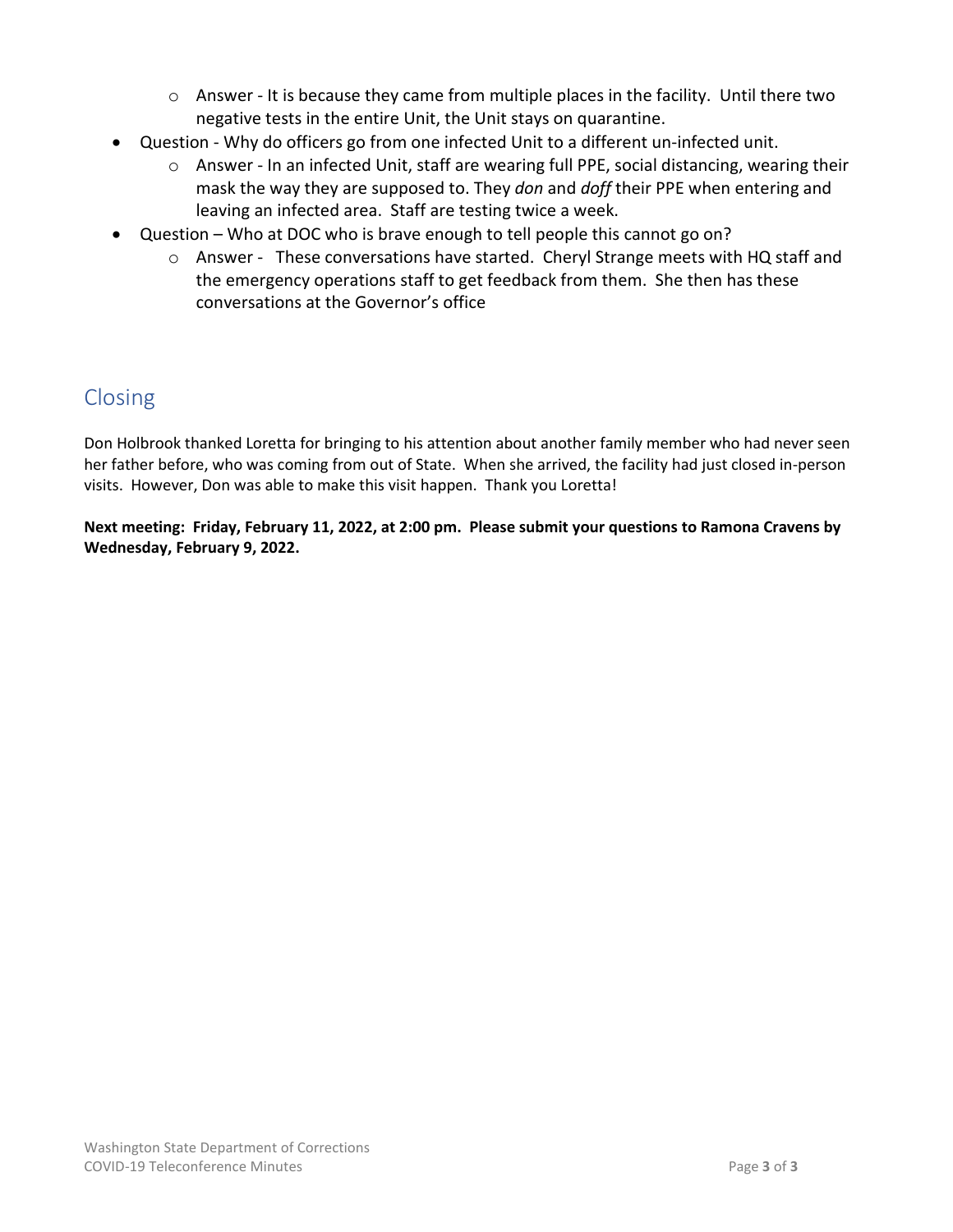- Answer - It is because they came from multiple places in the facility. Until there two negative tests in the entire Unit, the Unit stays on quarantine.
- Question - Why do officers go from one infected Unit to a different un-infected unit.
  - Answer - In an infected Unit, staff are wearing full PPE, social distancing, wearing their mask the way they are supposed to. They *don* and *doff* their PPE when entering and leaving an infected area. Staff are testing twice a week.
- Question – Who at DOC who is brave enough to tell people this cannot go on?
  - Answer - These conversations have started. Cheryl Strange meets with HQ staff and the emergency operations staff to get feedback from them. She then has these conversations at the Governor's office

## Closing

Don Holbrook thanked Loretta for bringing to his attention about another family member who had never seen her father before, who was coming from out of State. When she arrived, the facility had just closed in-person visits. However, Don was able to make this visit happen. Thank you Loretta!

**Next meeting: Friday, February 11, 2022, at 2:00 pm. Please submit your questions to Ramona Cravens by Wednesday, February 9, 2022.**